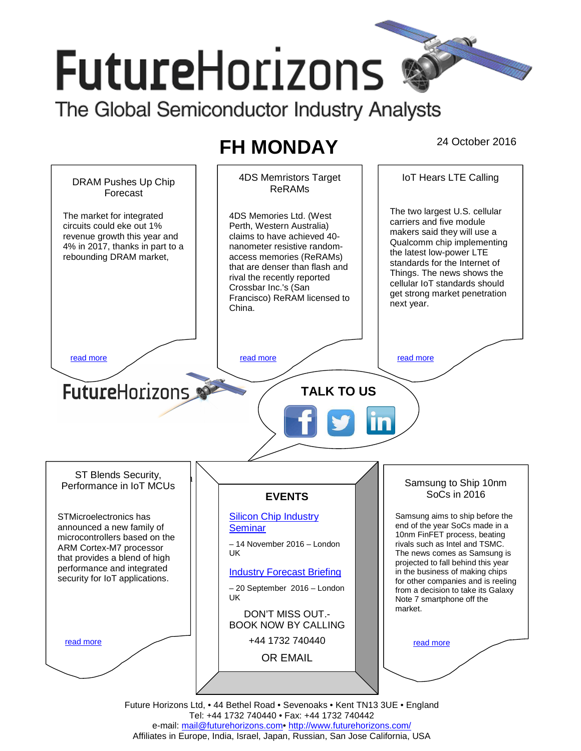# FutureHorizons

The Global Semiconductor Industry Analysts

## FH MONDAY

24 October 2016

### DRAM Pushes Up Chip Forecast

The market for integrated circuits could eke out 1% revenue growth this year and 4% in 2017, thanks in part to a rebounding DRAM market,

read more

### 4DS Memristors Target ReRAMs

4DS Memories Ltd. (West Perth, Western Australia) claims to have achieved 40-nanometer resistive random-access memories (ReRAMs) that are denser than flash and rival the recently reported Crossbar Inc.'s (San Francisco) ReRAM licensed to China.

read more

### IoT Hears LTE Calling

The two largest U.S. cellular carriers and five module makers said they will use a Qualcomm chip implementing the latest low-power LTE standards for the Internet of Things. The news shows the cellular IoT standards should get strong market penetration next year.

read more

FutureHorizons

**TALK TO US**

### ST Blends Security, Performance in IoT MCUs

STMicroelectronics has announced a new family of microcontrollers based on the ARM Cortex-M7 processor that provides a blend of high performance and integrated security for IoT applications.

read more

### EVENTS

Silicon Chip Industry Seminar

– 14 November 2016 – London UK

Industry Forecast Briefing

– 20 September 2016 – London UK

DON'T MISS OUT.- BOOK NOW BY CALLING

+44 1732 740440

OR EMAIL

### Samsung to Ship 10nm SoCs in 2016

Samsung aims to ship before the end of the year SoCs made in a 10nm FinFET process, beating rivals such as Intel and TSMC. The news comes as Samsung is projected to fall behind this year in the business of making chips for other companies and is reeling from a decision to take its Galaxy Note 7 smartphone off the market.

read more

Future Horizons Ltd, • 44 Bethel Road • Sevenoaks • Kent TN13 3UE • England
Tel: +44 1732 740440 • Fax: +44 1732 740442
e-mail: mail@futurehorizons.com• http://www.futurehorizons.com/
Affiliates in Europe, India, Israel, Japan, Russian, San Jose California, USA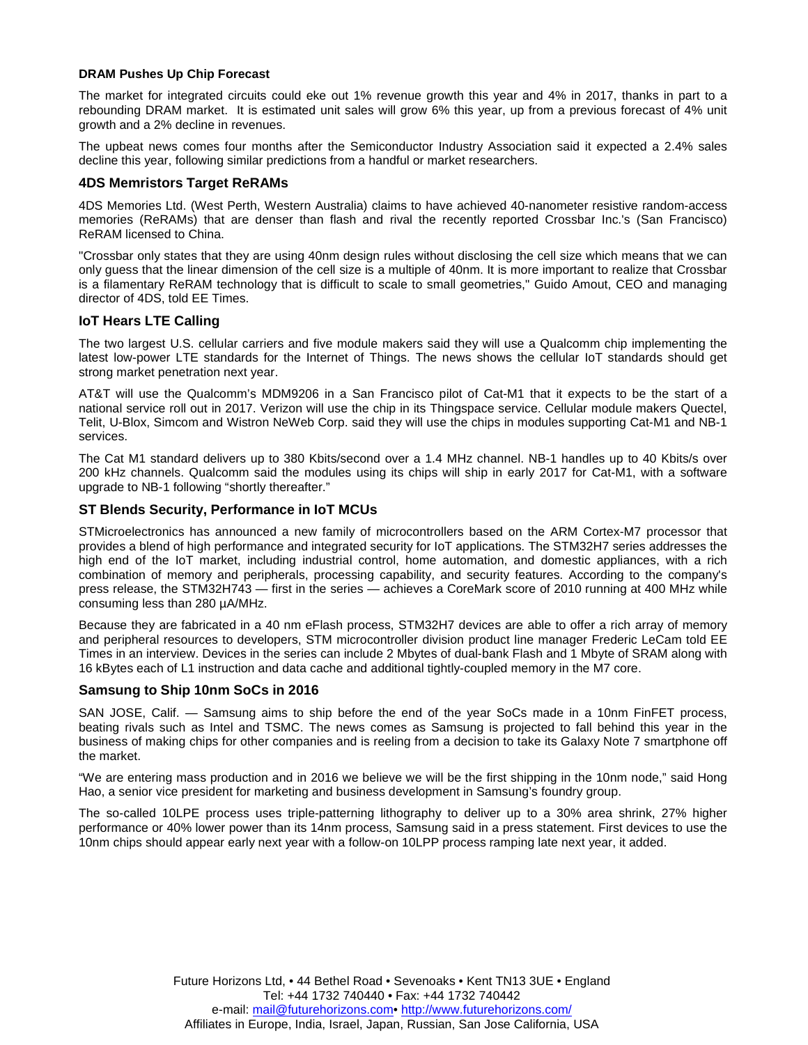### DRAM Pushes Up Chip Forecast

The market for integrated circuits could eke out 1% revenue growth this year and 4% in 2017, thanks in part to a rebounding DRAM market. It is estimated unit sales will grow 6% this year, up from a previous forecast of 4% unit growth and a 2% decline in revenues.

The upbeat news comes four months after the Semiconductor Industry Association said it expected a 2.4% sales decline this year, following similar predictions from a handful or market researchers.

### 4DS Memristors Target ReRAMs

4DS Memories Ltd. (West Perth, Western Australia) claims to have achieved 40-nanometer resistive random-access memories (ReRAMs) that are denser than flash and rival the recently reported Crossbar Inc.'s (San Francisco) ReRAM licensed to China.

"Crossbar only states that they are using 40nm design rules without disclosing the cell size which means that we can only guess that the linear dimension of the cell size is a multiple of 40nm. It is more important to realize that Crossbar is a filamentary ReRAM technology that is difficult to scale to small geometries," Guido Amout, CEO and managing director of 4DS, told EE Times.

### IoT Hears LTE Calling

The two largest U.S. cellular carriers and five module makers said they will use a Qualcomm chip implementing the latest low-power LTE standards for the Internet of Things. The news shows the cellular IoT standards should get strong market penetration next year.

AT&T will use the Qualcomm's MDM9206 in a San Francisco pilot of Cat-M1 that it expects to be the start of a national service roll out in 2017. Verizon will use the chip in its Thingspace service. Cellular module makers Quectel, Telit, U-Blox, Simcom and Wistron NeWeb Corp. said they will use the chips in modules supporting Cat-M1 and NB-1 services.

The Cat M1 standard delivers up to 380 Kbits/second over a 1.4 MHz channel. NB-1 handles up to 40 Kbits/s over 200 kHz channels. Qualcomm said the modules using its chips will ship in early 2017 for Cat-M1, with a software upgrade to NB-1 following "shortly thereafter."

### ST Blends Security, Performance in IoT MCUs

STMicroelectronics has announced a new family of microcontrollers based on the ARM Cortex-M7 processor that provides a blend of high performance and integrated security for IoT applications. The STM32H7 series addresses the high end of the IoT market, including industrial control, home automation, and domestic appliances, with a rich combination of memory and peripherals, processing capability, and security features. According to the company's press release, the STM32H743 — first in the series — achieves a CoreMark score of 2010 running at 400 MHz while consuming less than 280 µA/MHz.

Because they are fabricated in a 40 nm eFlash process, STM32H7 devices are able to offer a rich array of memory and peripheral resources to developers, STM microcontroller division product line manager Frederic LeCam told EE Times in an interview. Devices in the series can include 2 Mbytes of dual-bank Flash and 1 Mbyte of SRAM along with 16 kBytes each of L1 instruction and data cache and additional tightly-coupled memory in the M7 core.

### Samsung to Ship 10nm SoCs in 2016

SAN JOSE, Calif. — Samsung aims to ship before the end of the year SoCs made in a 10nm FinFET process, beating rivals such as Intel and TSMC. The news comes as Samsung is projected to fall behind this year in the business of making chips for other companies and is reeling from a decision to take its Galaxy Note 7 smartphone off the market.

"We are entering mass production and in 2016 we believe we will be the first shipping in the 10nm node," said Hong Hao, a senior vice president for marketing and business development in Samsung's foundry group.

The so-called 10LPE process uses triple-patterning lithography to deliver up to a 30% area shrink, 27% higher performance or 40% lower power than its 14nm process, Samsung said in a press statement. First devices to use the 10nm chips should appear early next year with a follow-on 10LPP process ramping late next year, it added.

Future Horizons Ltd, • 44 Bethel Road • Sevenoaks • Kent TN13 3UE • England
Tel: +44 1732 740440 • Fax: +44 1732 740442
e-mail: mail@futurehorizons.com• http://www.futurehorizons.com/
Affiliates in Europe, India, Israel, Japan, Russian, San Jose California, USA